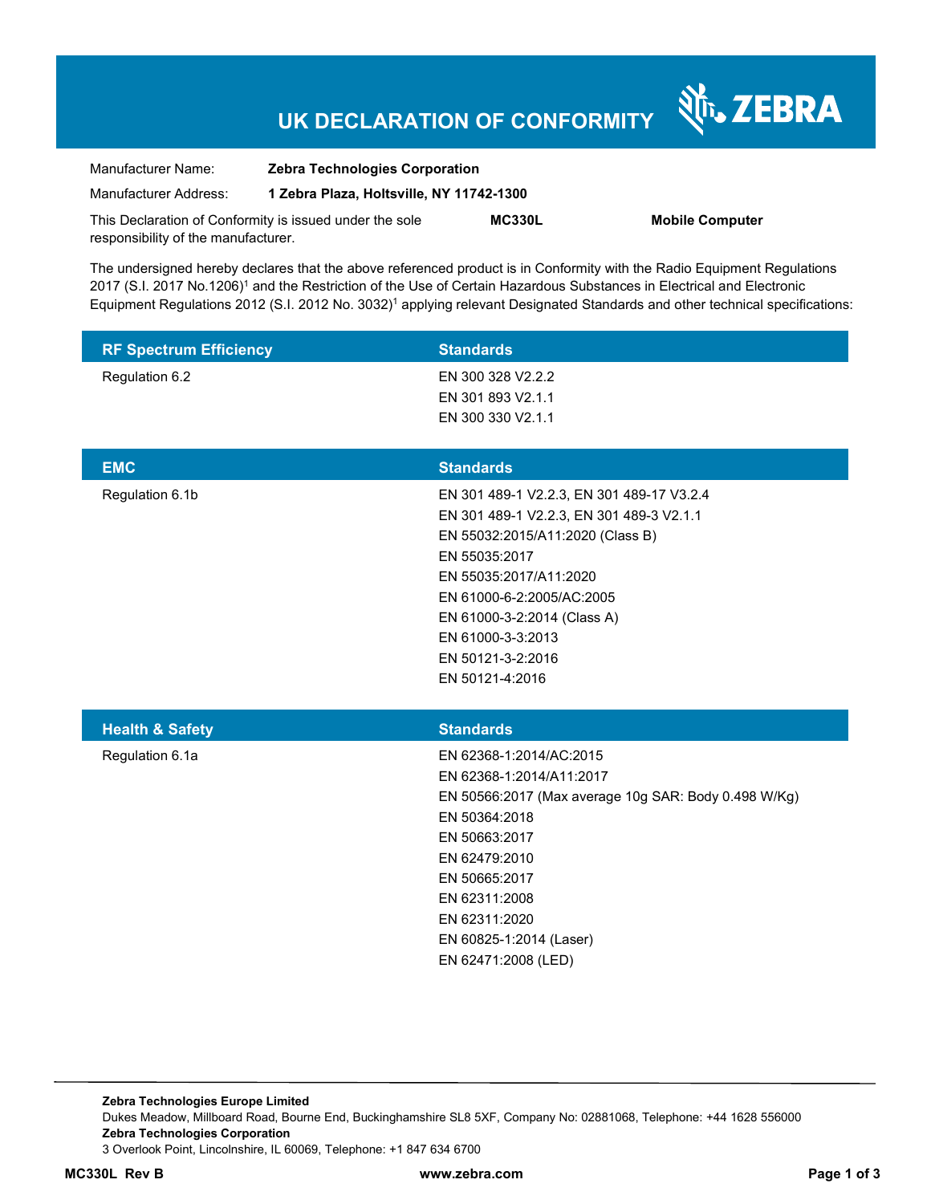# UK DECLARATION OF CONFORMITY

ZEBRA

| | |
|---|---|
| Manufacturer Name: | **Zebra Technologies Corporation** |
| Manufacturer Address: | **1 Zebra Plaza, Holtsville, NY 11742-1300** |

This Declaration of Conformity is issued under the sole responsibility of the manufacturer. **MC330L** **Mobile Computer**

The undersigned hereby declares that the above referenced product is in Conformity with the Radio Equipment Regulations 2017 (S.I. 2017 No.1206)[1] and the Restriction of the Use of Certain Hazardous Substances in Electrical and Electronic Equipment Regulations 2012 (S.I. 2012 No. 3032)[1] applying relevant Designated Standards and other technical specifications:

| RF Spectrum Efficiency | Standards |
|---|---|
| Regulation 6.2 | EN 300 328 V2.2.2 |
| | EN 301 893 V2.1.1 |
| | EN 300 330 V2.1.1 |

| EMC | Standards |
|---|---|
| Regulation 6.1b | EN 301 489-1 V2.2.3, EN 301 489-17 V3.2.4 |
| | EN 301 489-1 V2.2.3, EN 301 489-3 V2.1.1 |
| | EN 55032:2015/A11:2020 (Class B) |
| | EN 55035:2017 |
| | EN 55035:2017/A11:2020 |
| | EN 61000-6-2:2005/AC:2005 |
| | EN 61000-3-2:2014 (Class A) |
| | EN 61000-3-3:2013 |
| | EN 50121-3-2:2016 |
| | EN 50121-4:2016 |

| Health & Safety | Standards |
|---|---|
| Regulation 6.1a | EN 62368-1:2014/AC:2015 |
| | EN 62368-1:2014/A11:2017 |
| | EN 50566:2017 (Max average 10g SAR: Body 0.498 W/Kg) |
| | EN 50364:2018 |
| | EN 50663:2017 |
| | EN 62479:2010 |
| | EN 50665:2017 |
| | EN 62311:2008 |
| | EN 62311:2020 |
| | EN 60825-1:2014 (Laser) |
| | EN 62471:2008 (LED) |

**Zebra Technologies Europe Limited**
Dukes Meadow, Millboard Road, Bourne End, Buckinghamshire SL8 5XF, Company No: 02881068, Telephone: +44 1628 556000
**Zebra Technologies Corporation**
3 Overlook Point, Lincolnshire, IL 60069, Telephone: +1 847 634 6700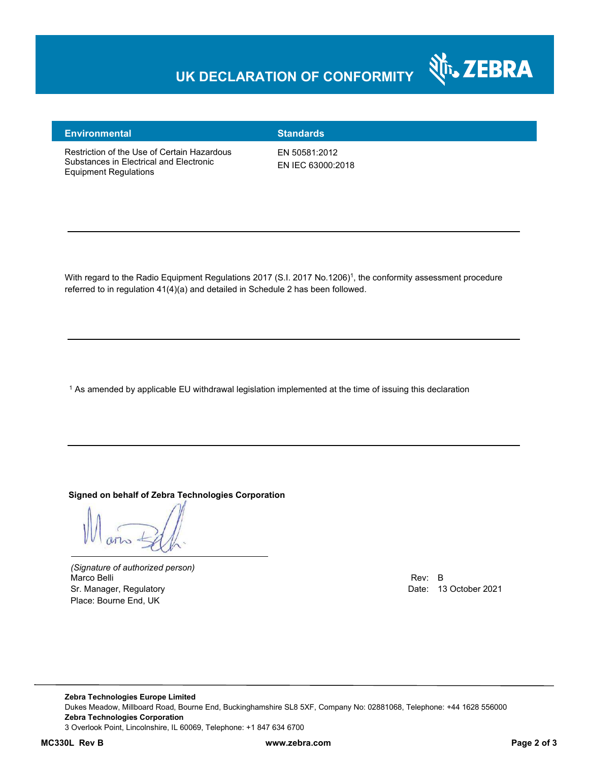# UK DECLARATION OF CONFORMITY

| Environmental | Standards |
| --- | --- |
| Restriction of the Use of Certain Hazardous Substances in Electrical and Electronic Equipment Regulations | EN 50581:2012<br>EN IEC 63000:2018 |

---

With regard to the Radio Equipment Regulations 2017 (S.I. 2017 No.1206)[1], the conformity assessment procedure referred to in regulation 41(4)(a) and detailed in Schedule 2 has been followed.

---

[1] As amended by applicable EU withdrawal legislation implemented at the time of issuing this declaration

---

**Signed on behalf of Zebra Technologies Corporation**

*(Signature of authorized person)*
Marco Belli
Sr. Manager, Regulatory
Place: Bourne End, UK

Rev: B
Date: 13 October 2021

**Zebra Technologies Europe Limited**
Dukes Meadow, Millboard Road, Bourne End, Buckinghamshire SL8 5XF, Company No: 02881068, Telephone: +44 1628 556000
**Zebra Technologies Corporation**
3 Overlook Point, Lincolnshire, IL 60069, Telephone: +1 847 634 6700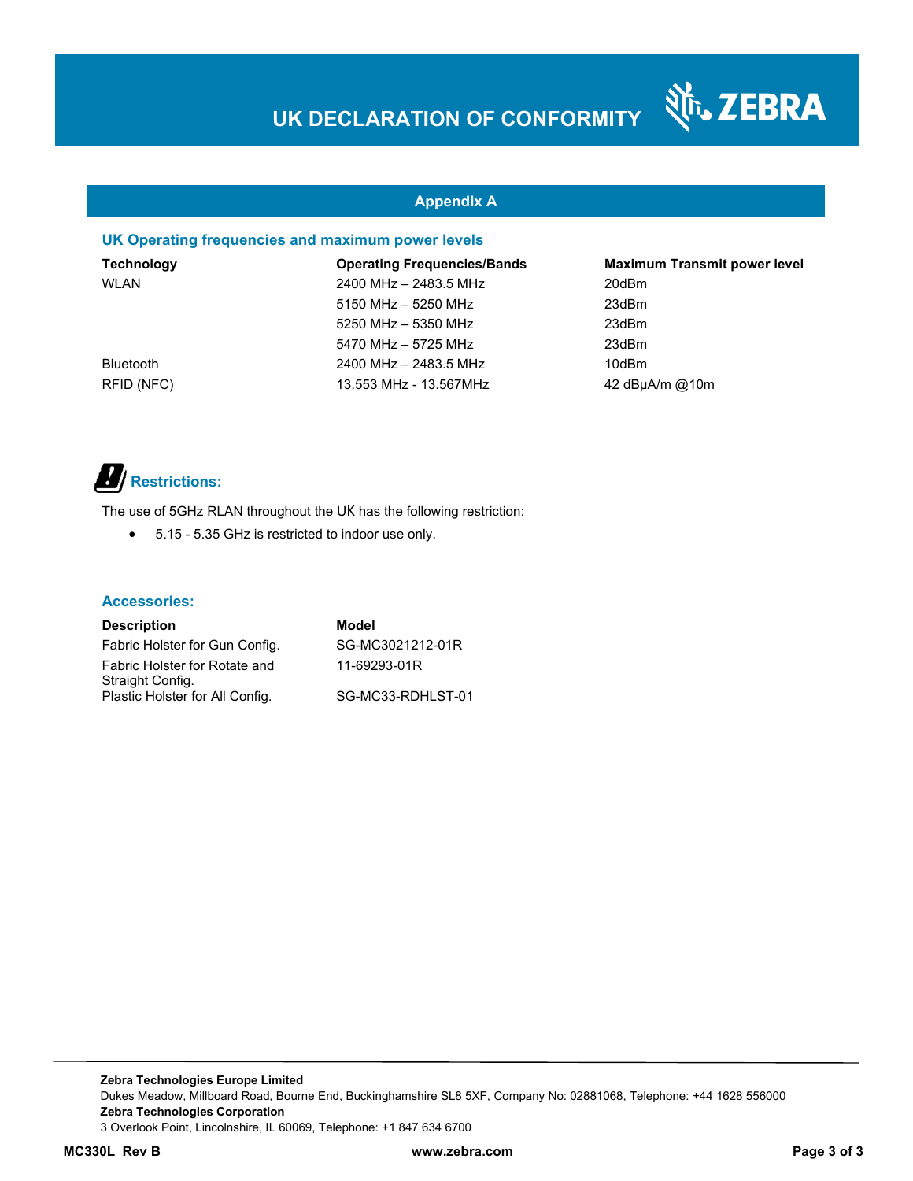# UK DECLARATION OF CONFORMITY

## Appendix A

### UK Operating frequencies and maximum power levels

| Technology | Operating Frequencies/Bands | Maximum Transmit power level |
|---|---|---|
| WLAN | 2400 MHz – 2483.5 MHz | 20dBm |
| | 5150 MHz – 5250 MHz | 23dBm |
| | 5250 MHz – 5350 MHz | 23dBm |
| | 5470 MHz – 5725 MHz | 23dBm |
| Bluetooth | 2400 MHz – 2483.5 MHz | 10dBm |
| RFID (NFC) | 13.553 MHz - 13.567MHz | 42 dBμA/m @10m |

### Restrictions:

The use of 5GHz RLAN throughout the UK has the following restriction:

- 5.15 - 5.35 GHz is restricted to indoor use only.

### Accessories:

| Description | Model |
|---|---|
| Fabric Holster for Gun Config. | SG-MC3021212-01R |
| Fabric Holster for Rotate and Straight Config. | 11-69293-01R |
| Plastic Holster for All Config. | SG-MC33-RDHLST-01 |

**Zebra Technologies Europe Limited**
Dukes Meadow, Millboard Road, Bourne End, Buckinghamshire SL8 5XF, Company No: 02881068, Telephone: +44 1628 556000
**Zebra Technologies Corporation**
3 Overlook Point, Lincolnshire, IL 60069, Telephone: +1 847 634 6700

**MC330L Rev B** www.zebra.com